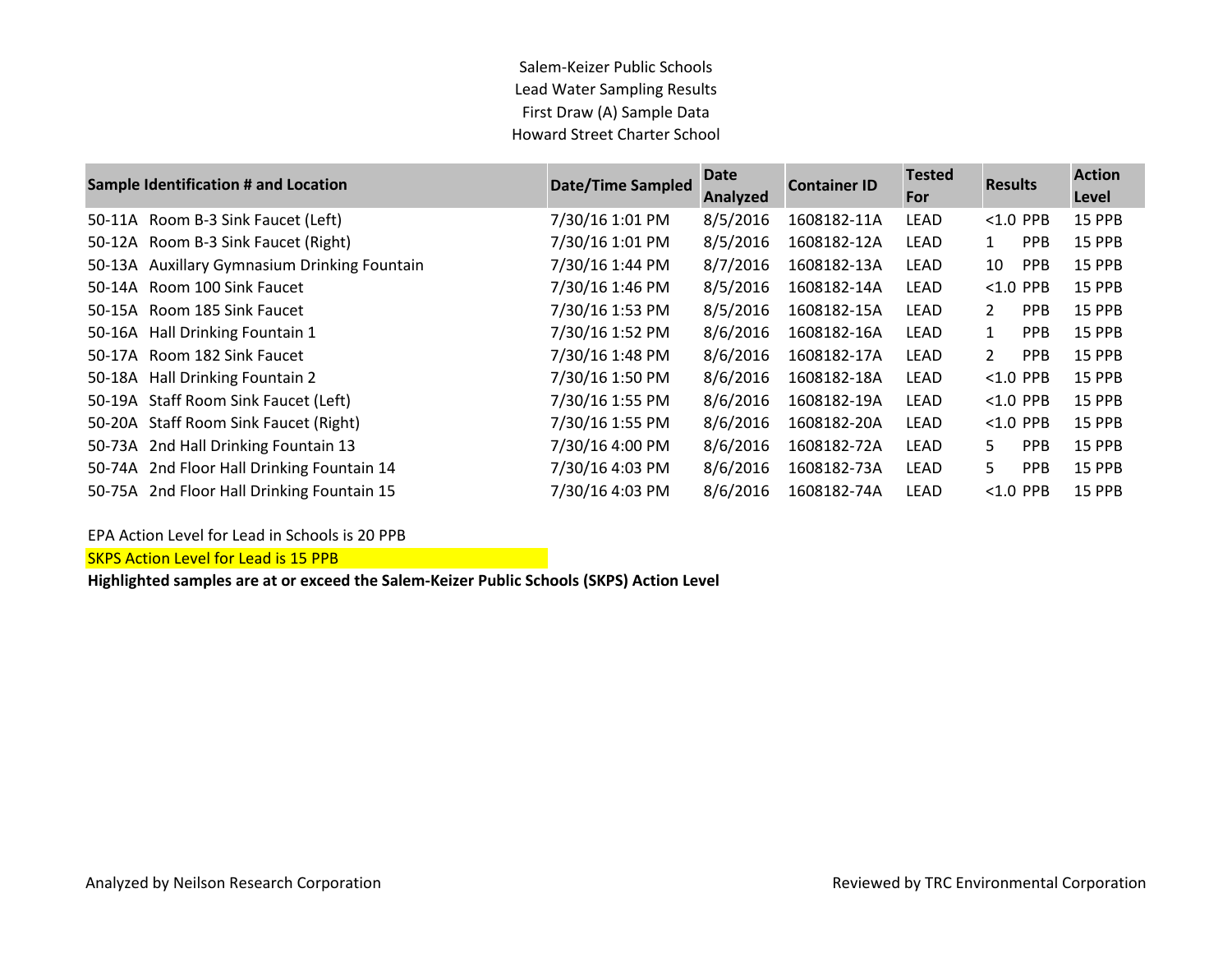# Salem-Keizer Public Schools
## Lead Water Sampling Results
## First Draw (A) Sample Data
## Howard Street Charter School

| Sample Identification # and Location | Date/Time Sampled | Date Analyzed | Container ID | Tested For | Results | Action Level |
|---|---|---|---|---|---|---|
| 50-11A Room B-3 Sink Faucet (Left) | 7/30/16 1:01 PM | 8/5/2016 | 1608182-11A | LEAD | <1.0 PPB | 15 PPB |
| 50-12A Room B-3 Sink Faucet (Right) | 7/30/16 1:01 PM | 8/5/2016 | 1608182-12A | LEAD | 1 PPB | 15 PPB |
| 50-13A Auxillary Gymnasium Drinking Fountain | 7/30/16 1:44 PM | 8/7/2016 | 1608182-13A | LEAD | 10 PPB | 15 PPB |
| 50-14A Room 100 Sink Faucet | 7/30/16 1:46 PM | 8/5/2016 | 1608182-14A | LEAD | <1.0 PPB | 15 PPB |
| 50-15A Room 185 Sink Faucet | 7/30/16 1:53 PM | 8/5/2016 | 1608182-15A | LEAD | 2 PPB | 15 PPB |
| 50-16A Hall Drinking Fountain 1 | 7/30/16 1:52 PM | 8/6/2016 | 1608182-16A | LEAD | 1 PPB | 15 PPB |
| 50-17A Room 182 Sink Faucet | 7/30/16 1:48 PM | 8/6/2016 | 1608182-17A | LEAD | 2 PPB | 15 PPB |
| 50-18A Hall Drinking Fountain 2 | 7/30/16 1:50 PM | 8/6/2016 | 1608182-18A | LEAD | <1.0 PPB | 15 PPB |
| 50-19A Staff Room Sink Faucet (Left) | 7/30/16 1:55 PM | 8/6/2016 | 1608182-19A | LEAD | <1.0 PPB | 15 PPB |
| 50-20A Staff Room Sink Faucet (Right) | 7/30/16 1:55 PM | 8/6/2016 | 1608182-20A | LEAD | <1.0 PPB | 15 PPB |
| 50-73A 2nd Hall Drinking Fountain 13 | 7/30/16 4:00 PM | 8/6/2016 | 1608182-72A | LEAD | 5 PPB | 15 PPB |
| 50-74A 2nd Floor Hall Drinking Fountain 14 | 7/30/16 4:03 PM | 8/6/2016 | 1608182-73A | LEAD | 5 PPB | 15 PPB |
| 50-75A 2nd Floor Hall Drinking Fountain 15 | 7/30/16 4:03 PM | 8/6/2016 | 1608182-74A | LEAD | <1.0 PPB | 15 PPB |

EPA Action Level for Lead in Schools is 20 PPB

SKPS Action Level for Lead is 15 PPB

**Highlighted samples are at or exceed the Salem-Keizer Public Schools (SKPS) Action Level**

Analyzed by Neilson Research Corporation

Reviewed by TRC Environmental Corporation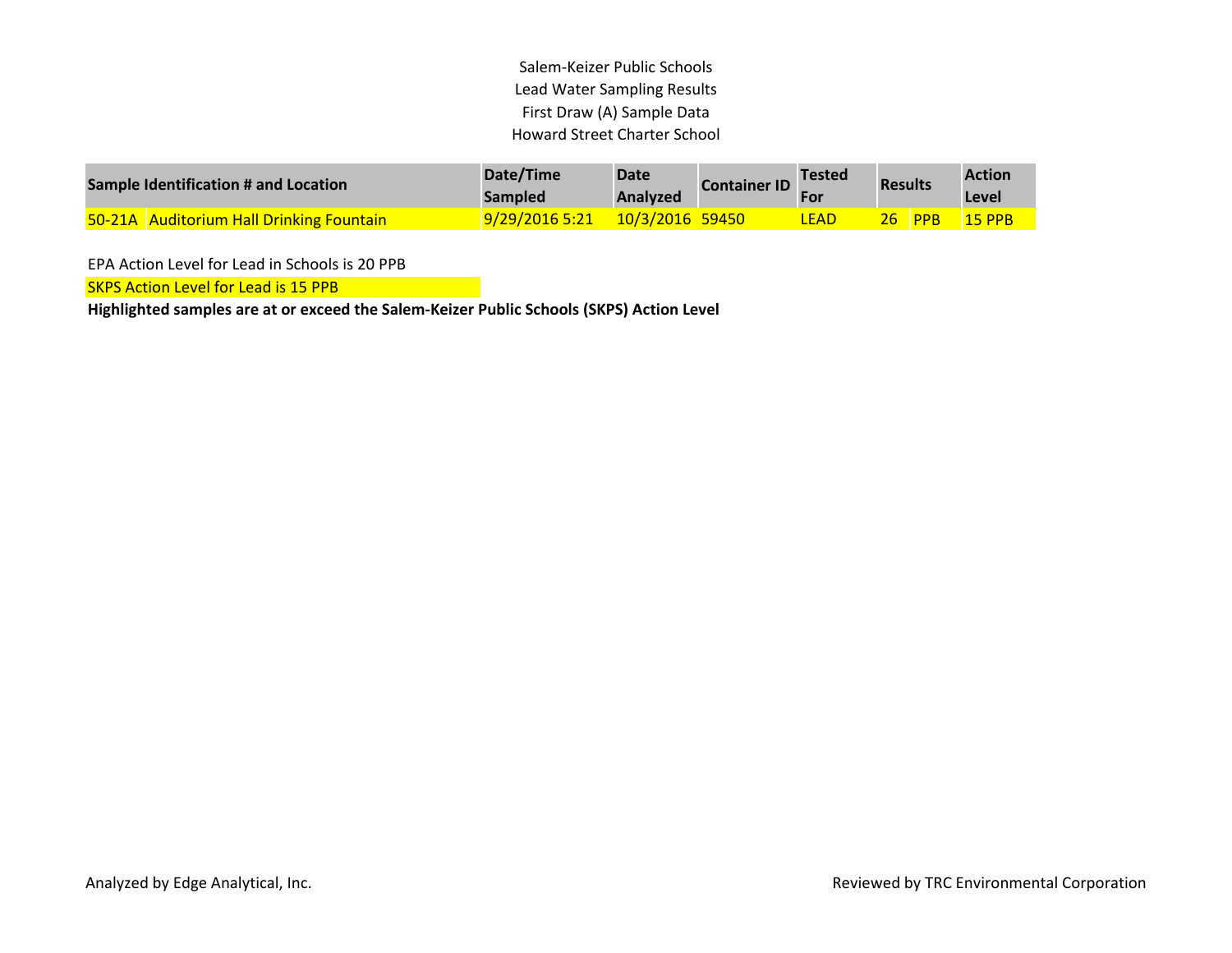Salem-Keizer Public Schools
Lead Water Sampling Results
First Draw (A) Sample Data
Howard Street Charter School

| Sample Identification # and Location | | Date/Time Sampled | Date Analyzed | Container ID | Tested For | Results | | Action Level |
|---|---|---|---|---|---|---|---|---|
| 50-21A | Auditorium Hall Drinking Fountain | 9/29/2016 5:21 | 10/3/2016 | 59450 | LEAD | 26 | PPB | 15 PPB |

EPA Action Level for Lead in Schools is 20 PPB

SKPS Action Level for Lead is 15 PPB

**Highlighted samples are at or exceed the Salem-Keizer Public Schools (SKPS) Action Level**

Analyzed by Edge Analytical, Inc.

Reviewed by TRC Environmental Corporation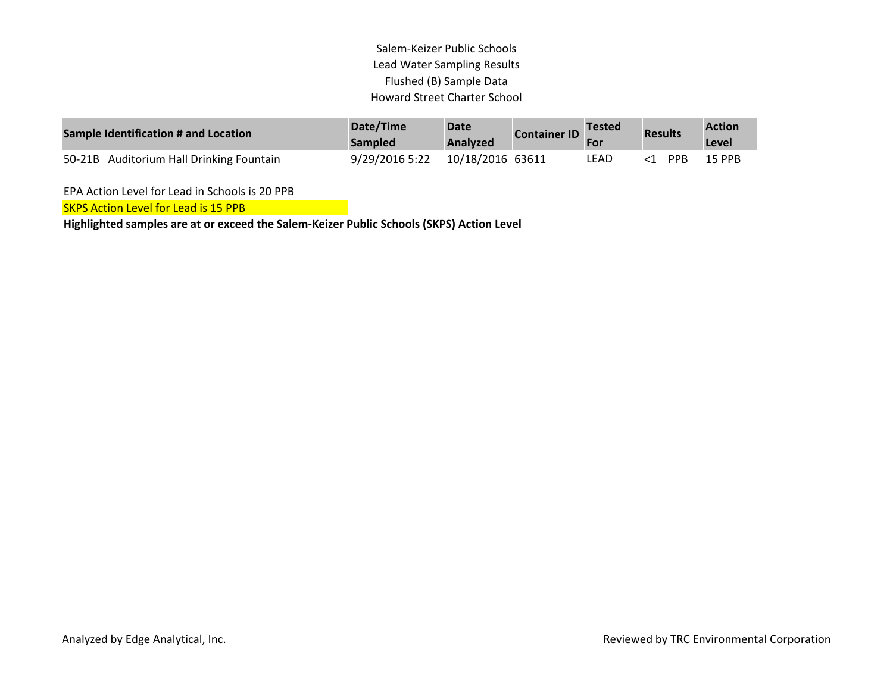Salem-Keizer Public Schools
Lead Water Sampling Results
Flushed (B) Sample Data
Howard Street Charter School

| Sample Identification # and Location | Date/Time Sampled | Date Analyzed | Container ID | Tested For | Results | Action Level |
|---|---|---|---|---|---|---|
| 50-21B Auditorium Hall Drinking Fountain | 9/29/2016 5:22 | 10/18/2016 | 63611 | LEAD | <1 PPB | 15 PPB |

EPA Action Level for Lead in Schools is 20 PPB

SKPS Action Level for Lead is 15 PPB

**Highlighted samples are at or exceed the Salem-Keizer Public Schools (SKPS) Action Level**

Analyzed by Edge Analytical, Inc.

Reviewed by TRC Environmental Corporation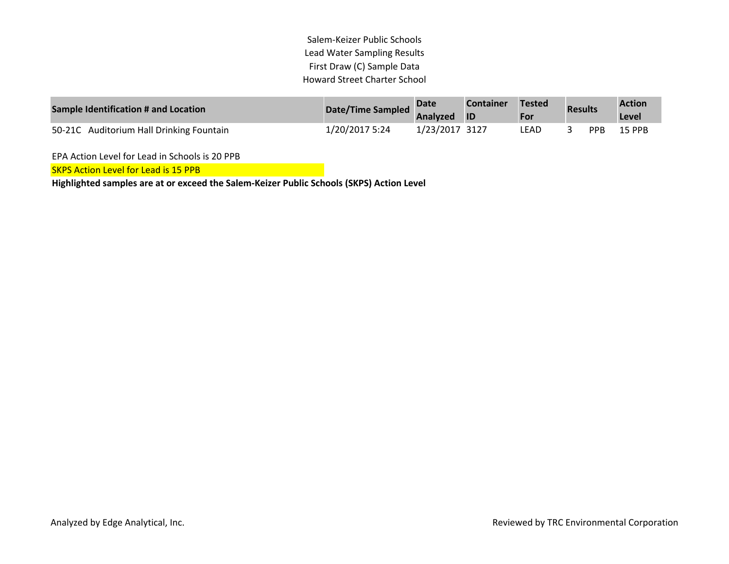Salem-Keizer Public Schools
Lead Water Sampling Results
First Draw (C) Sample Data
Howard Street Charter School

| Sample Identification # and Location | Date/Time Sampled | Date Analyzed | Container ID | Tested For | Results | | Action Level |
|---|---|---|---|---|---|---|---|
| 50-21C Auditorium Hall Drinking Fountain | 1/20/2017 5:24 | 1/23/2017 | 3127 | LEAD | 3 | PPB | 15 PPB |

EPA Action Level for Lead in Schools is 20 PPB

SKPS Action Level for Lead is 15 PPB

**Highlighted samples are at or exceed the Salem-Keizer Public Schools (SKPS) Action Level**

Analyzed by Edge Analytical, Inc.

Reviewed by TRC Environmental Corporation